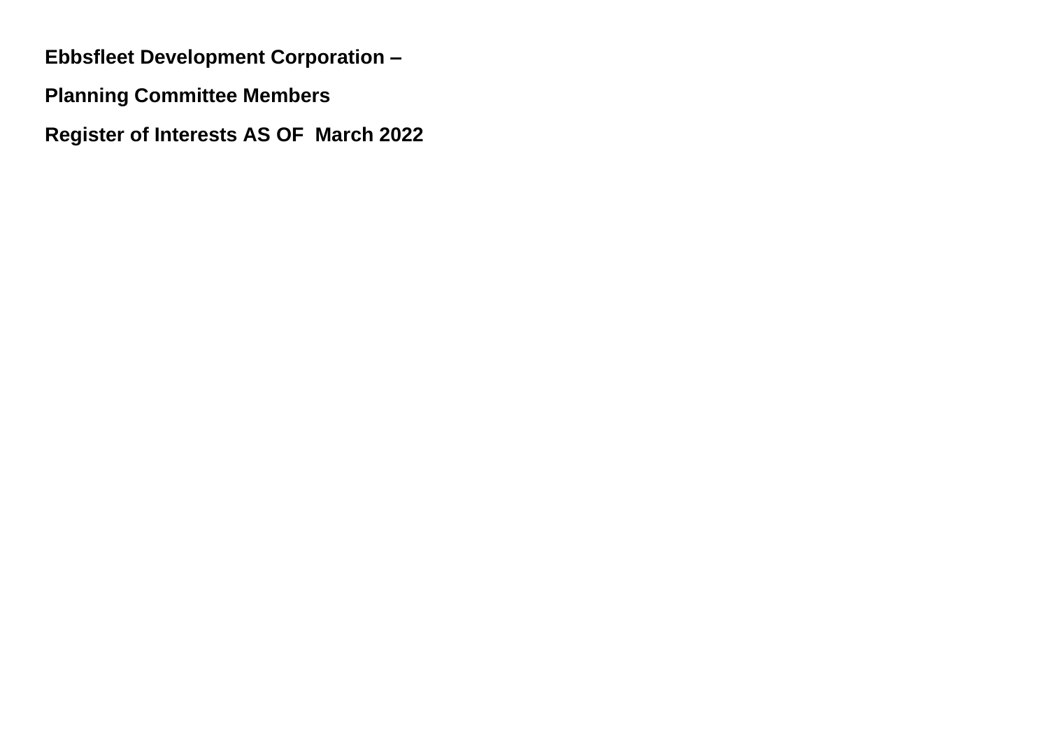**Ebbsfleet Development Corporation –**

**Planning Committee Members**

**Register of Interests AS OF March 2022**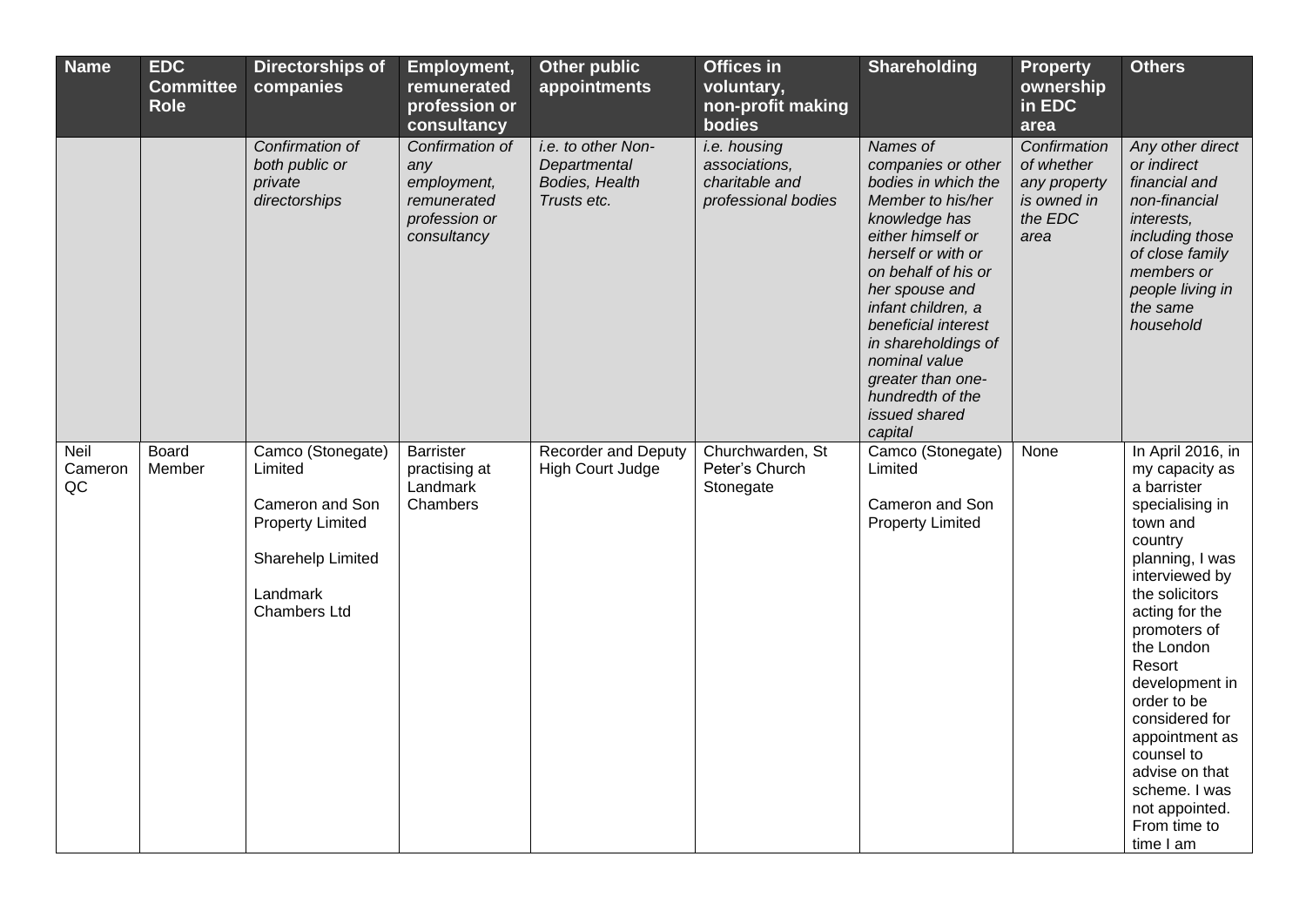| Name | EDC Committee Role | Directorships of companies | Employment, remunerated profession or consultancy | Other public appointments | Offices in voluntary, non-profit making bodies | Shareholding | Property ownership in EDC area | Others |
|---|---|---|---|---|---|---|---|---|
| | | *Confirmation of both public or private directorships* | *Confirmation of any employment, remunerated profession or consultancy* | *i.e. to other Non-Departmental Bodies, Health Trusts etc.* | *i.e. housing associations, charitable and professional bodies* | *Names of companies or other bodies in which the Member to his/her knowledge has either himself or herself or with or on behalf of his or her spouse and infant children, a beneficial interest in shareholdings of nominal value greater than one-hundredth of the issued shared capital* | *Confirmation of whether any property is owned in the EDC area* | *Any other direct or indirect financial and non-financial interests, including those of close family members or people living in the same household* |
| Neil Cameron QC | Board Member | Camco (Stonegate) Limited<br><br>Cameron and Son Property Limited<br><br>Sharehelp Limited<br><br>Landmark Chambers Ltd | Barrister practising at Landmark Chambers | Recorder and Deputy High Court Judge | Churchwarden, St Peter's Church Stonegate | Camco (Stonegate) Limited<br><br>Cameron and Son Property Limited | None | In April 2016, in my capacity as a barrister specialising in town and country planning, I was interviewed by the solicitors acting for the promoters of the London Resort development in order to be considered for appointment as counsel to advise on that scheme. I was not appointed. From time to time I am |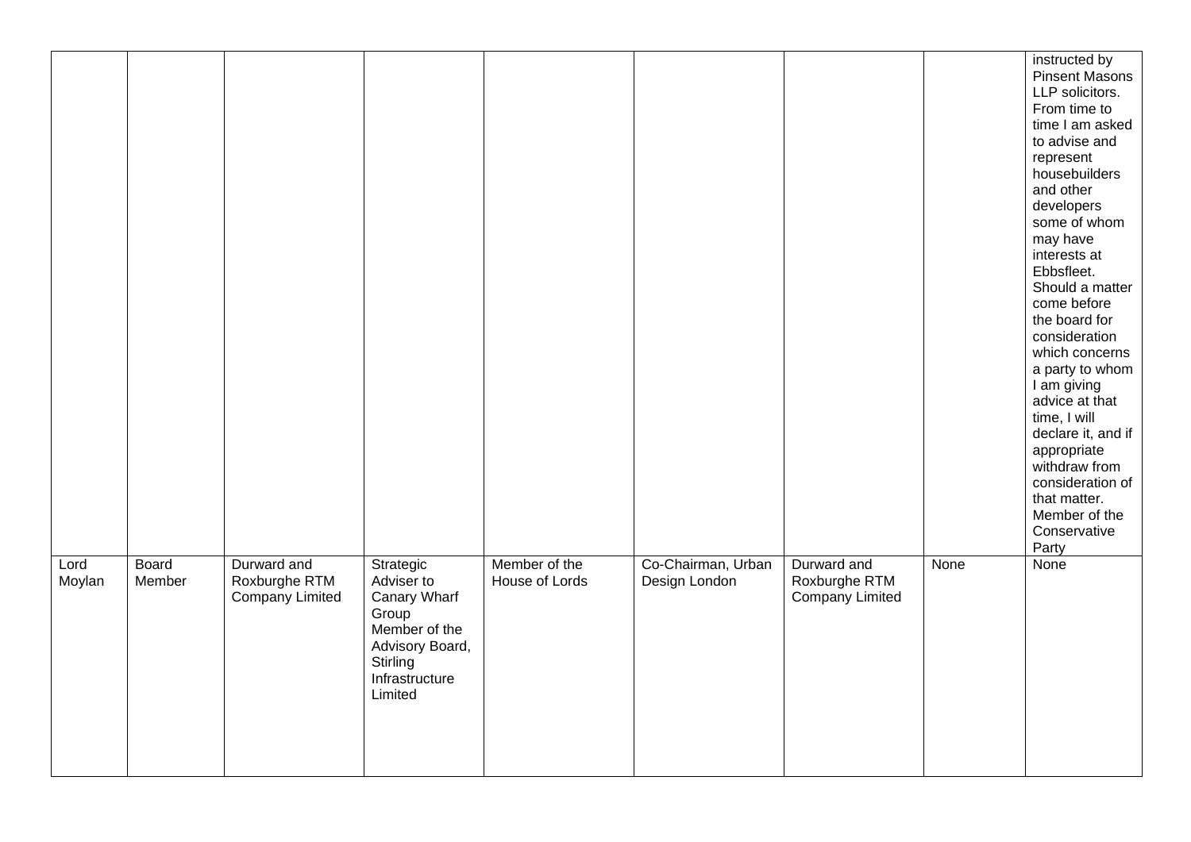|  |  |  |  |  |  |  |  |  |
|---|---|---|---|---|---|---|---|---|
|  |  |  |  |  |  |  |  | instructed by Pinsent Masons LLP solicitors. From time to time I am asked to advise and represent housebuilders and other developers some of whom may have interests at Ebbsfleet. Should a matter come before the board for consideration which concerns a party to whom I am giving advice at that time, I will declare it, and if appropriate withdraw from consideration of that matter. Member of the Conservative Party |
| Lord Moylan | Board Member | Durward and Roxburghe RTM Company Limited | Strategic Adviser to Canary Wharf Group<br>Member of the Advisory Board, Stirling Infrastructure Limited | Member of the House of Lords | Co-Chairman, Urban Design London | Durward and Roxburghe RTM Company Limited | None | None |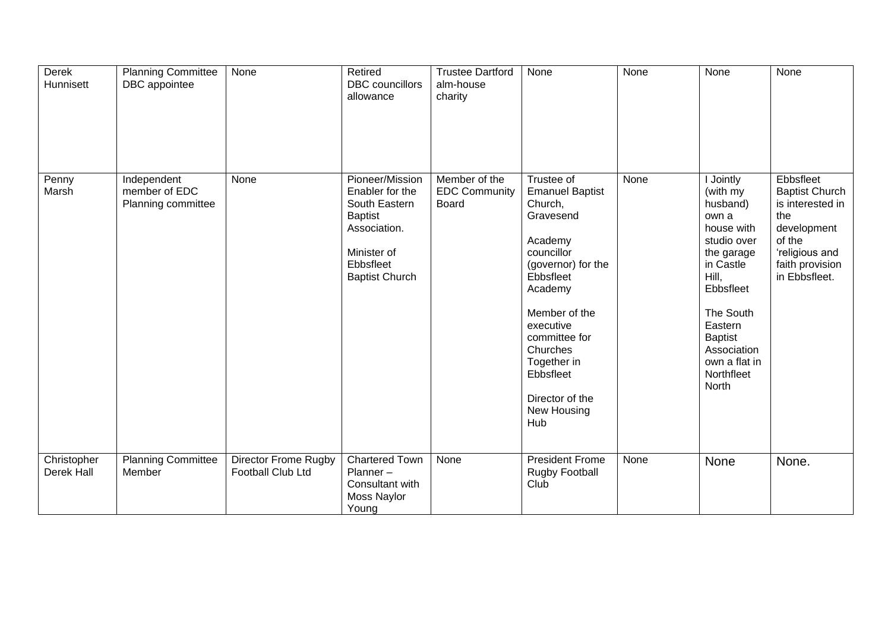| Derek Hunnisett | Planning Committee DBC appointee | None | Retired DBC councillors allowance | Trustee Dartford alm-house charity | None | None | None | None |
|---|---|---|---|---|---|---|---|---|
| Penny Marsh | Independent member of EDC Planning committee | None | Pioneer/Mission Enabler for the South Eastern Baptist Association.<br><br>Minister of Ebbsfleet Baptist Church | Member of the EDC Community Board | Trustee of Emanuel Baptist Church, Gravesend<br><br>Academy councillor (governor) for the Ebbsfleet Academy<br><br>Member of the executive committee for Churches Together in Ebbsfleet<br><br>Director of the New Housing Hub | None | I Jointly (with my husband) own a house with studio over the garage in Castle Hill, Ebbsfleet<br><br>The South Eastern Baptist Association own a flat in Northfleet North | Ebbsfleet Baptist Church is interested in the development of the 'religious and faith provision in Ebbsfleet. |
| Christopher Derek Hall | Planning Committee Member | Director Frome Rugby Football Club Ltd | Chartered Town Planner – Consultant with Moss Naylor Young | None | President Frome Rugby Football Club | None | None | None. |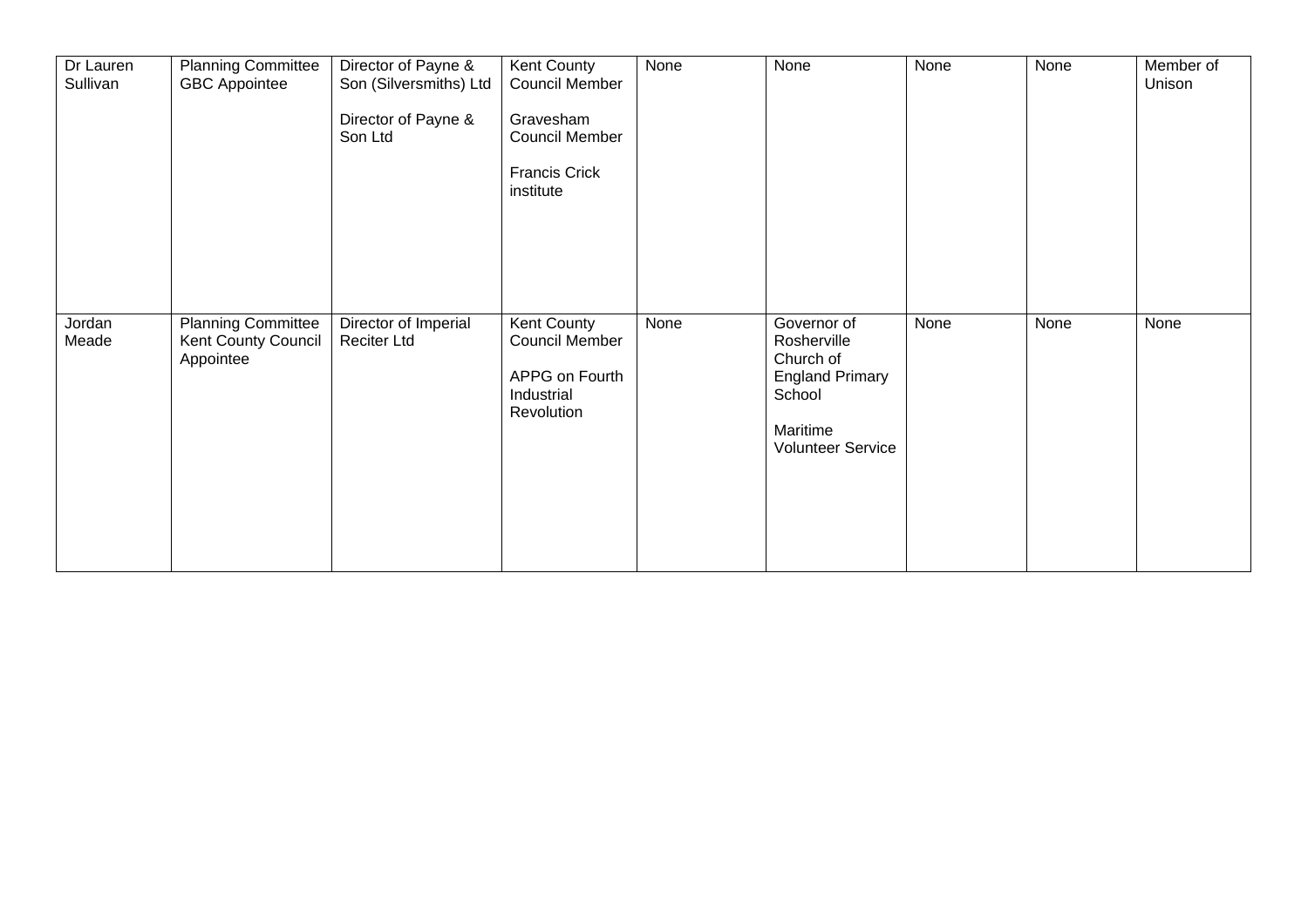| | | | | | | | | |
|---|---|---|---|---|---|---|---|---|
| Dr Lauren Sullivan | Planning Committee GBC Appointee | Director of Payne & Son (Silversmiths) Ltd<br><br>Director of Payne & Son Ltd | Kent County Council Member<br><br>Gravesham Council Member<br><br>Francis Crick institute | None | None | None | None | Member of Unison |
| Jordan Meade | Planning Committee Kent County Council Appointee | Director of Imperial Reciter Ltd | Kent County Council Member<br><br>APPG on Fourth Industrial Revolution | None | Governor of Rosherville Church of England Primary School<br><br>Maritime Volunteer Service | None | None | None |